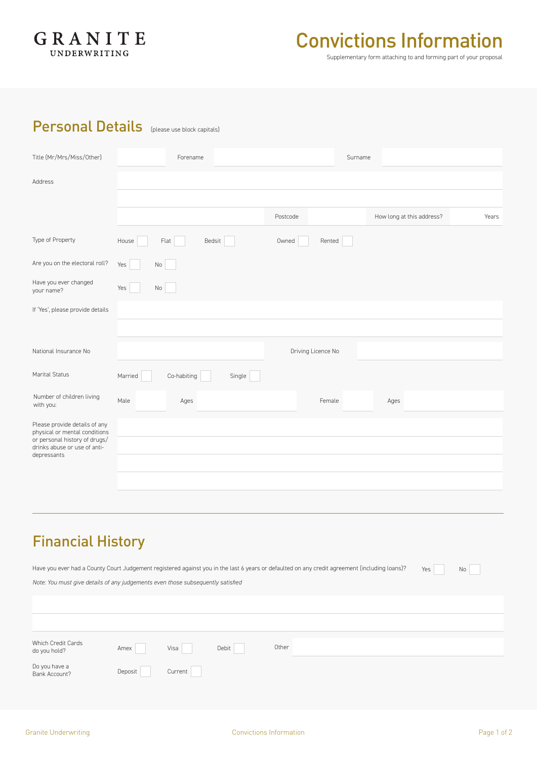GRANITE
UNDERWRITING

# Convictions Information

Supplementary form attaching to and forming part of your proposal

## Personal Details (please use block capitals)

Title (Mr/Mrs/Miss/Other) ______ Forename ______ Surname ______

Address ______

______

______ Postcode ______ How long at this address? ______ Years

Type of Property: House ☐ Flat ☐ Bedsit ☐ Owned ☐ Rented ☐

Are you on the electoral roll? Yes ☐ No ☐

Have you ever changed your name? Yes ☐ No ☐

If 'Yes', please provide details ______

______

National Insurance No ______ Driving Licence No ______

Marital Status: Married ☐ Co-habiting ☐ Single ☐

Number of children living with you: Male ______ Ages ______ Female ______ Ages ______

Please provide details of any physical or mental conditions or personal history of drugs/drinks abuse or use of anti-depressants ______

______

______

______

## Financial History

Have you ever had a County Court Judgement registered against you in the last 6 years or defaulted on any credit agreement (including loans)? Yes ☐ No ☐

*Note: You must give details of any judgements even those subsequently satisfied*

______

______

Which Credit Cards do you hold? Amex ☐ Visa ☐ Debit ☐ Other ______

Do you have a Bank Account? Deposit ☐ Current ☐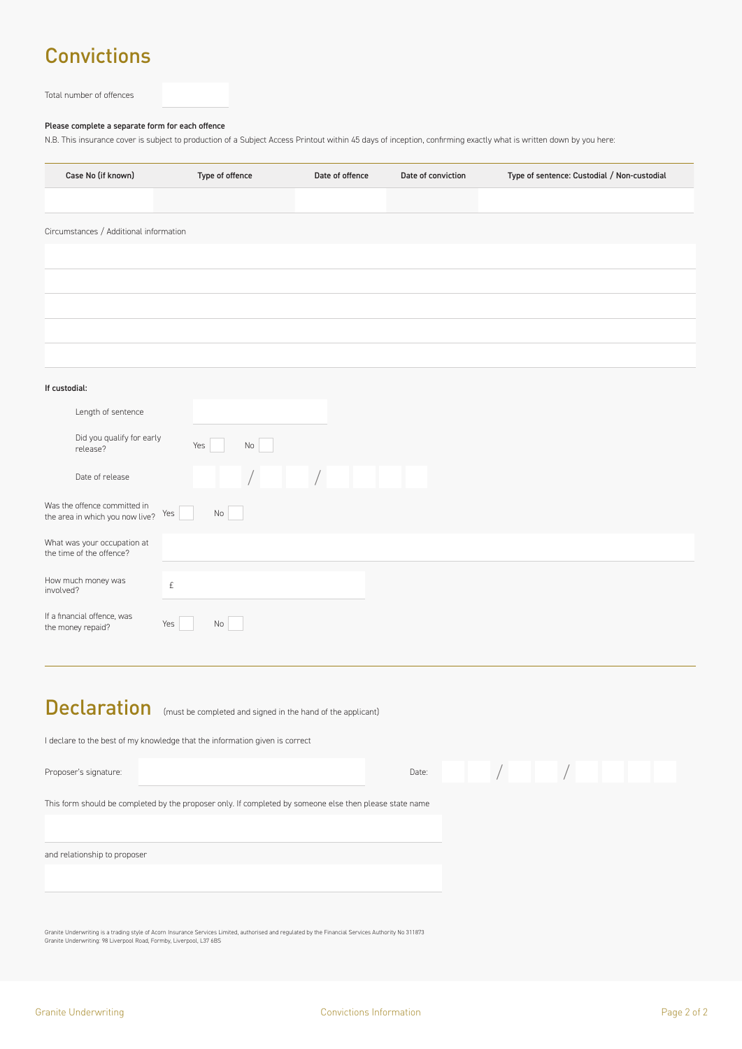# Convictions

Total number of offences

**Please complete a separate form for each offence**

N.B. This insurance cover is subject to production of a Subject Access Printout within 45 days of inception, confirming exactly what is written down by you here:

| Case No (if known) | Type of offence | Date of offence | Date of conviction | Type of sentence: Custodial / Non-custodial |
|---|---|---|---|---|
| | | | | |

Circumstances / Additional information

**If custodial:**

Length of sentence

Did you qualify for early release? Yes ☐ No ☐

Date of release __ __ / __ __ / __ __ __ __

Was the offence committed in the area in which you now live? Yes ☐ No ☐

What was your occupation at the time of the offence?

How much money was involved? £

If a financial offence, was the money repaid? Yes ☐ No ☐

# Declaration

(must be completed and signed in the hand of the applicant)

I declare to the best of my knowledge that the information given is correct

Proposer's signature:

Date: __ __ / __ __ / __ __ __ __

This form should be completed by the proposer only. If completed by someone else then please state name

and relationship to proposer

Granite Underwriting is a trading style of Acorn Insurance Services Limited, authorised and regulated by the Financial Services Authority No 311873
Granite Underwriting: 98 Liverpool Road, Formby, Liverpool, L37 6BS